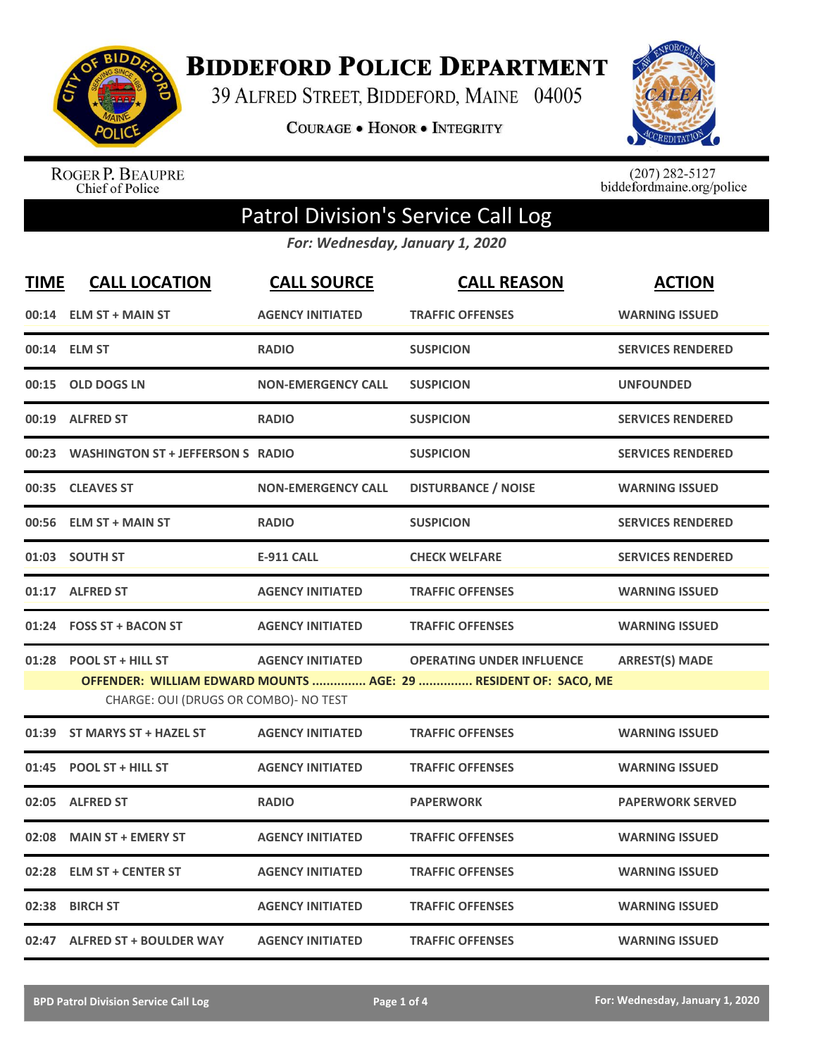# Biddeford Police Department

39 Alfred Street, Biddeford, Maine 04005

**Courage • Honor • Integrity**

Roger P. Beaupre
Chief of Police

(207) 282-5127
biddefordmaine.org/police

## Patrol Division's Service Call Log

*For: Wednesday, January 1, 2020*

| TIME | CALL LOCATION | CALL SOURCE | CALL REASON | ACTION |
|---|---|---|---|---|
| 00:14 | ELM ST + MAIN ST | AGENCY INITIATED | TRAFFIC OFFENSES | WARNING ISSUED |
| 00:14 | ELM ST | RADIO | SUSPICION | SERVICES RENDERED |
| 00:15 | OLD DOGS LN | NON-EMERGENCY CALL | SUSPICION | UNFOUNDED |
| 00:19 | ALFRED ST | RADIO | SUSPICION | SERVICES RENDERED |
| 00:23 | WASHINGTON ST + JEFFERSON S | RADIO | SUSPICION | SERVICES RENDERED |
| 00:35 | CLEAVES ST | NON-EMERGENCY CALL | DISTURBANCE / NOISE | WARNING ISSUED |
| 00:56 | ELM ST + MAIN ST | RADIO | SUSPICION | SERVICES RENDERED |
| 01:03 | SOUTH ST | E-911 CALL | CHECK WELFARE | SERVICES RENDERED |
| 01:17 | ALFRED ST | AGENCY INITIATED | TRAFFIC OFFENSES | WARNING ISSUED |
| 01:24 | FOSS ST + BACON ST | AGENCY INITIATED | TRAFFIC OFFENSES | WARNING ISSUED |
| 01:28 | POOL ST + HILL ST | AGENCY INITIATED | OPERATING UNDER INFLUENCE | ARREST(S) MADE |
| | **OFFENDER: WILLIAM EDWARD MOUNTS ............... AGE: 29 ............... RESIDENT OF: SACO, ME** | | | |
| | CHARGE: OUI (DRUGS OR COMBO)- NO TEST | | | |
| 01:39 | ST MARYS ST + HAZEL ST | AGENCY INITIATED | TRAFFIC OFFENSES | WARNING ISSUED |
| 01:45 | POOL ST + HILL ST | AGENCY INITIATED | TRAFFIC OFFENSES | WARNING ISSUED |
| 02:05 | ALFRED ST | RADIO | PAPERWORK | PAPERWORK SERVED |
| 02:08 | MAIN ST + EMERY ST | AGENCY INITIATED | TRAFFIC OFFENSES | WARNING ISSUED |
| 02:28 | ELM ST + CENTER ST | AGENCY INITIATED | TRAFFIC OFFENSES | WARNING ISSUED |
| 02:38 | BIRCH ST | AGENCY INITIATED | TRAFFIC OFFENSES | WARNING ISSUED |
| 02:47 | ALFRED ST + BOULDER WAY | AGENCY INITIATED | TRAFFIC OFFENSES | WARNING ISSUED |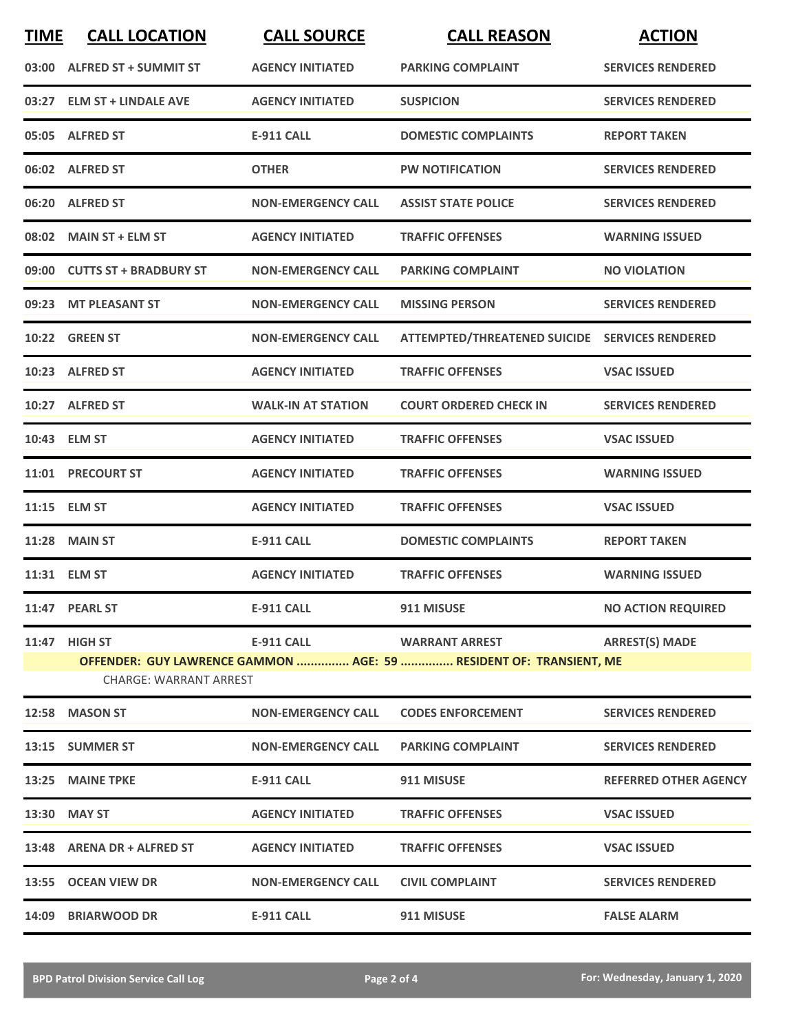| TIME | CALL LOCATION | CALL SOURCE | CALL REASON | ACTION |
|---|---|---|---|---|
| 03:00 | ALFRED ST + SUMMIT ST | AGENCY INITIATED | PARKING COMPLAINT | SERVICES RENDERED |
| 03:27 | ELM ST + LINDALE AVE | AGENCY INITIATED | SUSPICION | SERVICES RENDERED |
| 05:05 | ALFRED ST | E-911 CALL | DOMESTIC COMPLAINTS | REPORT TAKEN |
| 06:02 | ALFRED ST | OTHER | PW NOTIFICATION | SERVICES RENDERED |
| 06:20 | ALFRED ST | NON-EMERGENCY CALL | ASSIST STATE POLICE | SERVICES RENDERED |
| 08:02 | MAIN ST + ELM ST | AGENCY INITIATED | TRAFFIC OFFENSES | WARNING ISSUED |
| 09:00 | CUTTS ST + BRADBURY ST | NON-EMERGENCY CALL | PARKING COMPLAINT | NO VIOLATION |
| 09:23 | MT PLEASANT ST | NON-EMERGENCY CALL | MISSING PERSON | SERVICES RENDERED |
| 10:22 | GREEN ST | NON-EMERGENCY CALL | ATTEMPTED/THREATENED SUICIDE | SERVICES RENDERED |
| 10:23 | ALFRED ST | AGENCY INITIATED | TRAFFIC OFFENSES | VSAC ISSUED |
| 10:27 | ALFRED ST | WALK-IN AT STATION | COURT ORDERED CHECK IN | SERVICES RENDERED |
| 10:43 | ELM ST | AGENCY INITIATED | TRAFFIC OFFENSES | VSAC ISSUED |
| 11:01 | PRECOURT ST | AGENCY INITIATED | TRAFFIC OFFENSES | WARNING ISSUED |
| 11:15 | ELM ST | AGENCY INITIATED | TRAFFIC OFFENSES | VSAC ISSUED |
| 11:28 | MAIN ST | E-911 CALL | DOMESTIC COMPLAINTS | REPORT TAKEN |
| 11:31 | ELM ST | AGENCY INITIATED | TRAFFIC OFFENSES | WARNING ISSUED |
| 11:47 | PEARL ST | E-911 CALL | 911 MISUSE | NO ACTION REQUIRED |
| 11:47 | HIGH ST | E-911 CALL | WARRANT ARREST | ARREST(S) MADE |
| | OFFENDER: GUY LAWRENCE GAMMON ............... AGE: 59 ............... RESIDENT OF: TRANSIENT, ME<br>CHARGE: WARRANT ARREST | | | |
| 12:58 | MASON ST | NON-EMERGENCY CALL | CODES ENFORCEMENT | SERVICES RENDERED |
| 13:15 | SUMMER ST | NON-EMERGENCY CALL | PARKING COMPLAINT | SERVICES RENDERED |
| 13:25 | MAINE TPKE | E-911 CALL | 911 MISUSE | REFERRED OTHER AGENCY |
| 13:30 | MAY ST | AGENCY INITIATED | TRAFFIC OFFENSES | VSAC ISSUED |
| 13:48 | ARENA DR + ALFRED ST | AGENCY INITIATED | TRAFFIC OFFENSES | VSAC ISSUED |
| 13:55 | OCEAN VIEW DR | NON-EMERGENCY CALL | CIVIL COMPLAINT | SERVICES RENDERED |
| 14:09 | BRIARWOOD DR | E-911 CALL | 911 MISUSE | FALSE ALARM |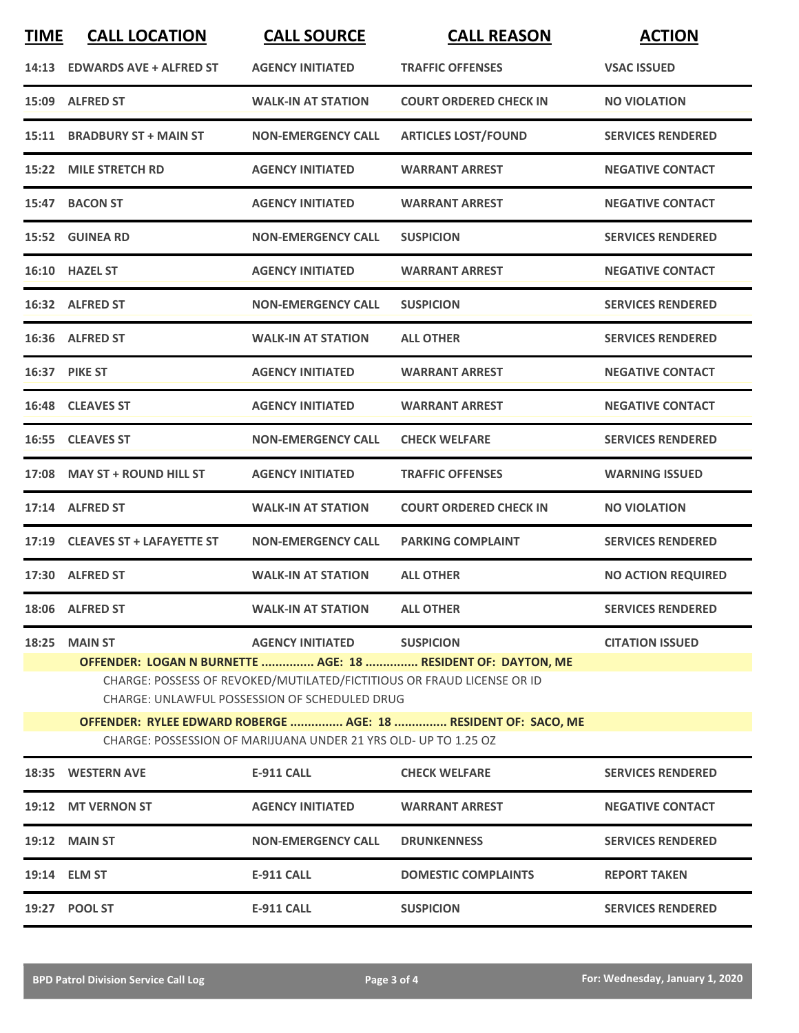| TIME | CALL LOCATION | CALL SOURCE | CALL REASON | ACTION |
|---|---|---|---|---|
| 14:13 | EDWARDS AVE + ALFRED ST | AGENCY INITIATED | TRAFFIC OFFENSES | VSAC ISSUED |
| 15:09 | ALFRED ST | WALK-IN AT STATION | COURT ORDERED CHECK IN | NO VIOLATION |
| 15:11 | BRADBURY ST + MAIN ST | NON-EMERGENCY CALL | ARTICLES LOST/FOUND | SERVICES RENDERED |
| 15:22 | MILE STRETCH RD | AGENCY INITIATED | WARRANT ARREST | NEGATIVE CONTACT |
| 15:47 | BACON ST | AGENCY INITIATED | WARRANT ARREST | NEGATIVE CONTACT |
| 15:52 | GUINEA RD | NON-EMERGENCY CALL | SUSPICION | SERVICES RENDERED |
| 16:10 | HAZEL ST | AGENCY INITIATED | WARRANT ARREST | NEGATIVE CONTACT |
| 16:32 | ALFRED ST | NON-EMERGENCY CALL | SUSPICION | SERVICES RENDERED |
| 16:36 | ALFRED ST | WALK-IN AT STATION | ALL OTHER | SERVICES RENDERED |
| 16:37 | PIKE ST | AGENCY INITIATED | WARRANT ARREST | NEGATIVE CONTACT |
| 16:48 | CLEAVES ST | AGENCY INITIATED | WARRANT ARREST | NEGATIVE CONTACT |
| 16:55 | CLEAVES ST | NON-EMERGENCY CALL | CHECK WELFARE | SERVICES RENDERED |
| 17:08 | MAY ST + ROUND HILL ST | AGENCY INITIATED | TRAFFIC OFFENSES | WARNING ISSUED |
| 17:14 | ALFRED ST | WALK-IN AT STATION | COURT ORDERED CHECK IN | NO VIOLATION |
| 17:19 | CLEAVES ST + LAFAYETTE ST | NON-EMERGENCY CALL | PARKING COMPLAINT | SERVICES RENDERED |
| 17:30 | ALFRED ST | WALK-IN AT STATION | ALL OTHER | NO ACTION REQUIRED |
| 18:06 | ALFRED ST | WALK-IN AT STATION | ALL OTHER | SERVICES RENDERED |
| 18:25 | MAIN ST | AGENCY INITIATED | SUSPICION | CITATION ISSUED |

**OFFENDER: LOGAN N BURNETTE ............... AGE: 18 ............... RESIDENT OF: DAYTON, ME**

CHARGE: POSSESS OF REVOKED/MUTILATED/FICTITIOUS OR FRAUD LICENSE OR ID

CHARGE: UNLAWFUL POSSESSION OF SCHEDULED DRUG

**OFFENDER: RYLEE EDWARD ROBERGE ............... AGE: 18 ............... RESIDENT OF: SACO, ME**

CHARGE: POSSESSION OF MARIJUANA UNDER 21 YRS OLD- UP TO 1.25 OZ

| TIME | CALL LOCATION | CALL SOURCE | CALL REASON | ACTION |
|---|---|---|---|---|
| 18:35 | WESTERN AVE | E-911 CALL | CHECK WELFARE | SERVICES RENDERED |
| 19:12 | MT VERNON ST | AGENCY INITIATED | WARRANT ARREST | NEGATIVE CONTACT |
| 19:12 | MAIN ST | NON-EMERGENCY CALL | DRUNKENNESS | SERVICES RENDERED |
| 19:14 | ELM ST | E-911 CALL | DOMESTIC COMPLAINTS | REPORT TAKEN |
| 19:27 | POOL ST | E-911 CALL | SUSPICION | SERVICES RENDERED |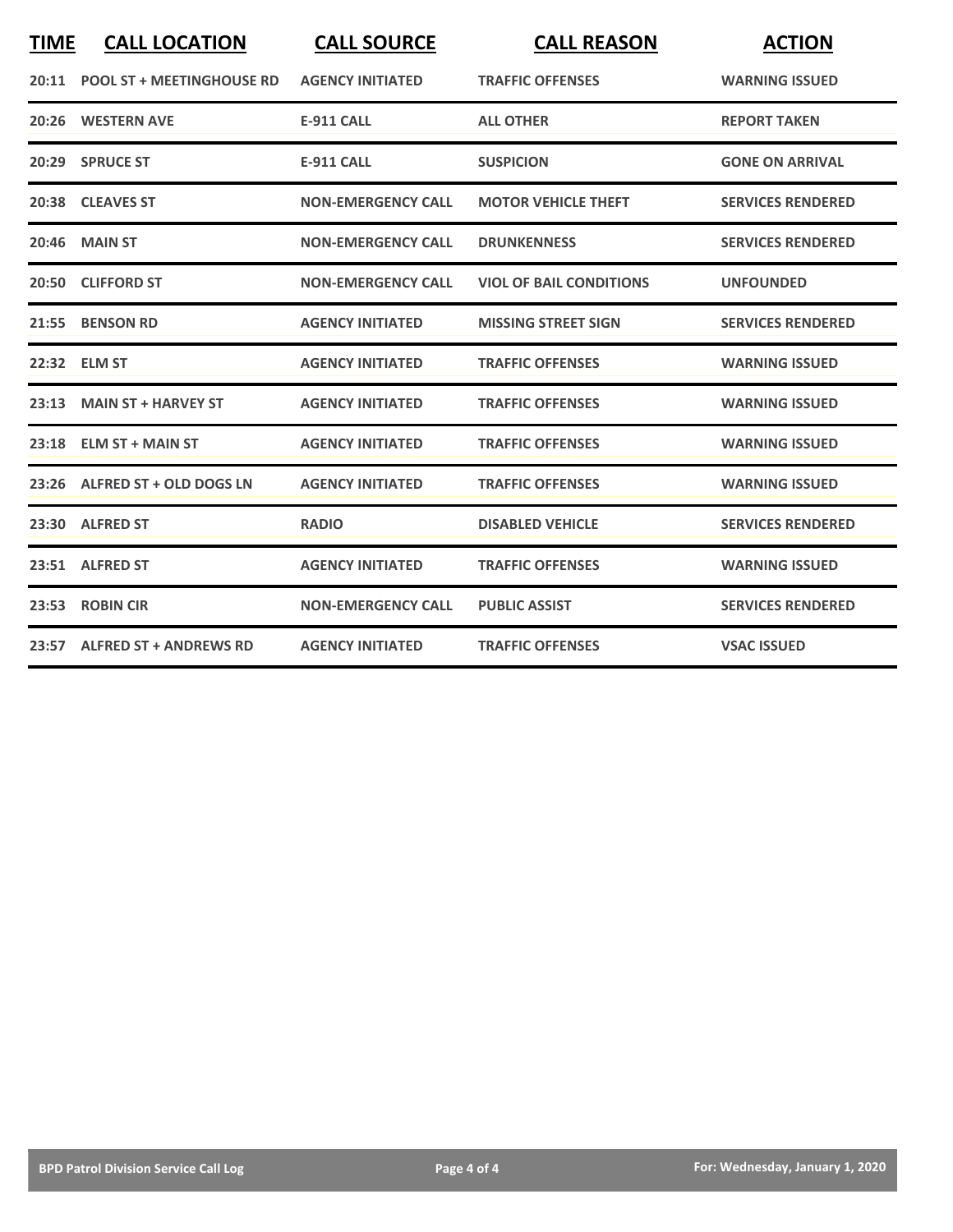| TIME | CALL LOCATION | CALL SOURCE | CALL REASON | ACTION |
|---|---|---|---|---|
| 20:11 | POOL ST + MEETINGHOUSE RD | AGENCY INITIATED | TRAFFIC OFFENSES | WARNING ISSUED |
| 20:26 | WESTERN AVE | E-911 CALL | ALL OTHER | REPORT TAKEN |
| 20:29 | SPRUCE ST | E-911 CALL | SUSPICION | GONE ON ARRIVAL |
| 20:38 | CLEAVES ST | NON-EMERGENCY CALL | MOTOR VEHICLE THEFT | SERVICES RENDERED |
| 20:46 | MAIN ST | NON-EMERGENCY CALL | DRUNKENNESS | SERVICES RENDERED |
| 20:50 | CLIFFORD ST | NON-EMERGENCY CALL | VIOL OF BAIL CONDITIONS | UNFOUNDED |
| 21:55 | BENSON RD | AGENCY INITIATED | MISSING STREET SIGN | SERVICES RENDERED |
| 22:32 | ELM ST | AGENCY INITIATED | TRAFFIC OFFENSES | WARNING ISSUED |
| 23:13 | MAIN ST + HARVEY ST | AGENCY INITIATED | TRAFFIC OFFENSES | WARNING ISSUED |
| 23:18 | ELM ST + MAIN ST | AGENCY INITIATED | TRAFFIC OFFENSES | WARNING ISSUED |
| 23:26 | ALFRED ST + OLD DOGS LN | AGENCY INITIATED | TRAFFIC OFFENSES | WARNING ISSUED |
| 23:30 | ALFRED ST | RADIO | DISABLED VEHICLE | SERVICES RENDERED |
| 23:51 | ALFRED ST | AGENCY INITIATED | TRAFFIC OFFENSES | WARNING ISSUED |
| 23:53 | ROBIN CIR | NON-EMERGENCY CALL | PUBLIC ASSIST | SERVICES RENDERED |
| 23:57 | ALFRED ST + ANDREWS RD | AGENCY INITIATED | TRAFFIC OFFENSES | VSAC ISSUED |